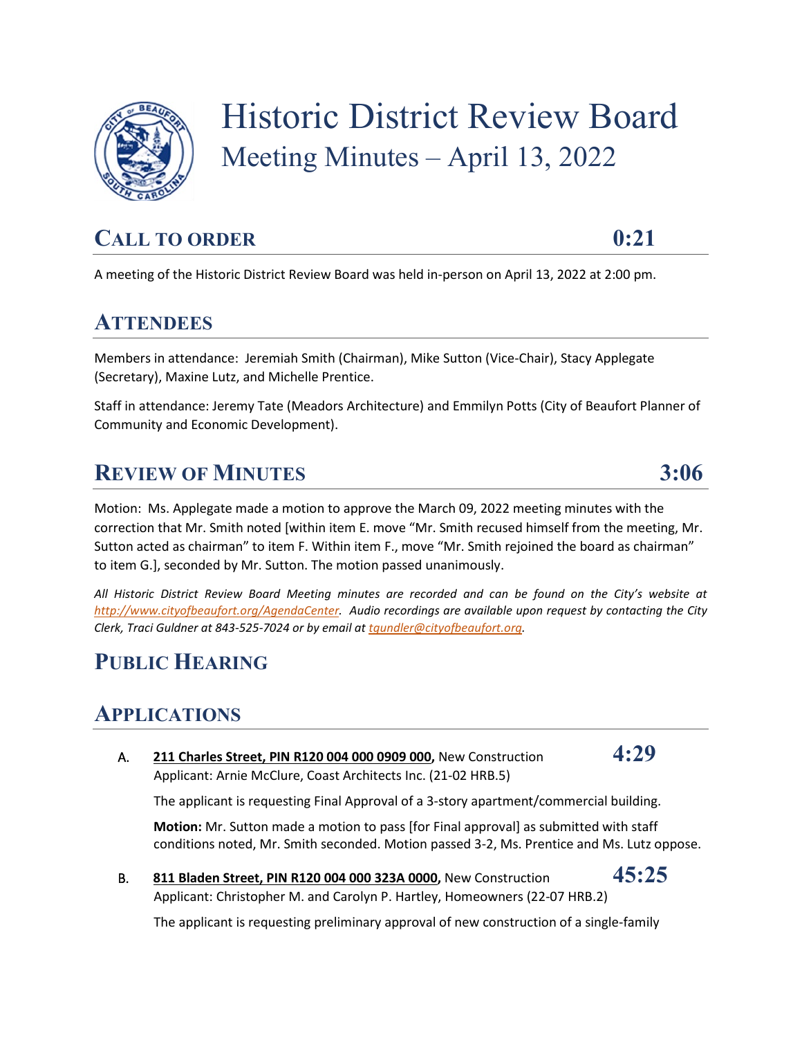# Historic District Review Board

## Meeting Minutes – April 13, 2022

## CALL TO ORDER 0:21

A meeting of the Historic District Review Board was held in-person on April 13, 2022 at 2:00 pm.

## ATTENDEES

Members in attendance: Jeremiah Smith (Chairman), Mike Sutton (Vice-Chair), Stacy Applegate (Secretary), Maxine Lutz, and Michelle Prentice.

Staff in attendance: Jeremy Tate (Meadors Architecture) and Emmilyn Potts (City of Beaufort Planner of Community and Economic Development).

## REVIEW OF MINUTES 3:06

Motion: Ms. Applegate made a motion to approve the March 09, 2022 meeting minutes with the correction that Mr. Smith noted [within item E. move "Mr. Smith recused himself from the meeting, Mr. Sutton acted as chairman" to item F. Within item F., move "Mr. Smith rejoined the board as chairman" to item G.], seconded by Mr. Sutton. The motion passed unanimously.

*All Historic District Review Board Meeting minutes are recorded and can be found on the City's website at [http://www.cityofbeaufort.org/AgendaCenter](http://www.cityofbeaufort.org/AgendaCenter). Audio recordings are available upon request by contacting the City Clerk, Traci Guldner at 843-525-7024 or by email at [tgundler@cityofbeaufort.org](mailto:tgundler@cityofbeaufort.org).*

## PUBLIC HEARING

## APPLICATIONS

A. **211 Charles Street, PIN R120 004 000 0909 000,** New Construction **4:29**
Applicant: Arnie McClure, Coast Architects Inc. (21-02 HRB.5)

The applicant is requesting Final Approval of a 3-story apartment/commercial building.

**Motion:** Mr. Sutton made a motion to pass [for Final approval] as submitted with staff conditions noted, Mr. Smith seconded. Motion passed 3-2, Ms. Prentice and Ms. Lutz oppose.

B. **811 Bladen Street, PIN R120 004 000 323A 0000,** New Construction **45:25**
Applicant: Christopher M. and Carolyn P. Hartley, Homeowners (22-07 HRB.2)

The applicant is requesting preliminary approval of new construction of a single-family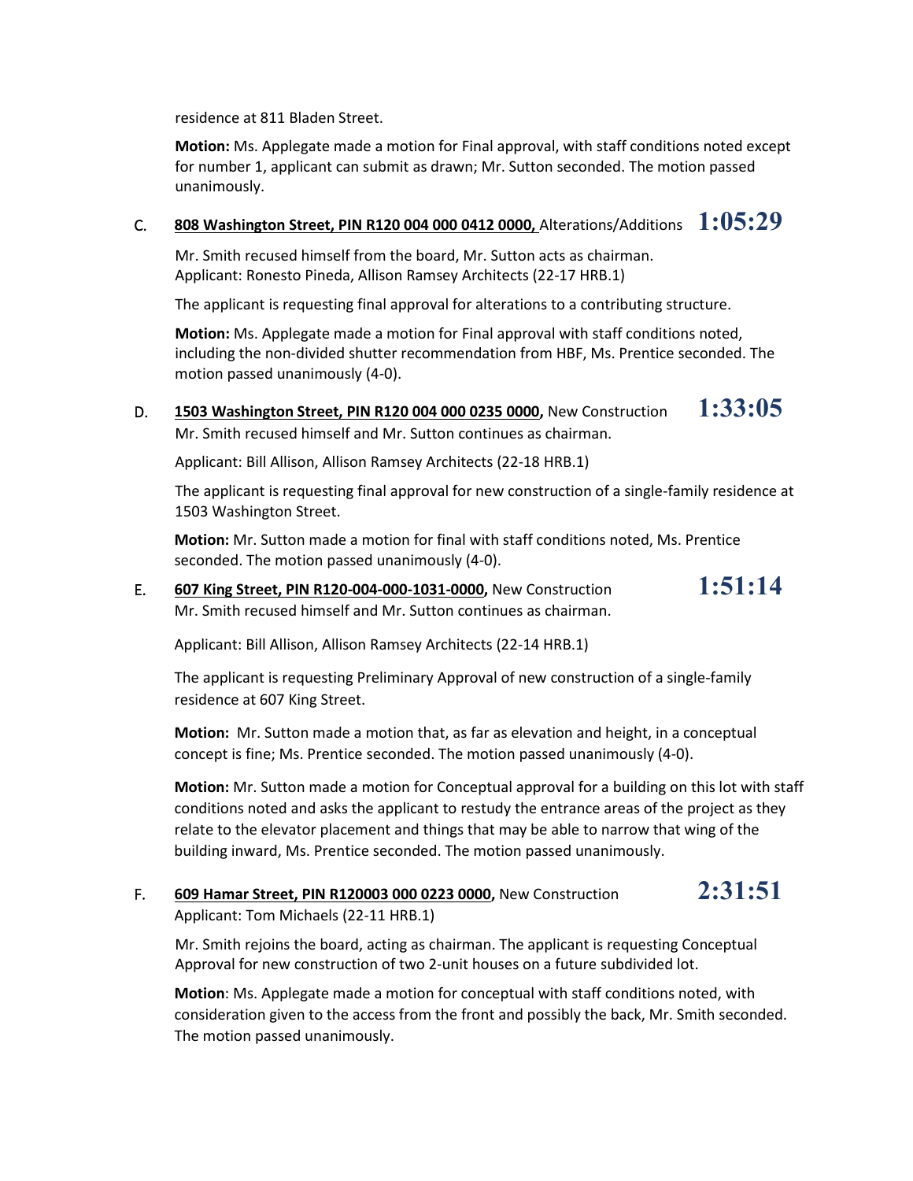residence at 811 Bladen Street.

**Motion:** Ms. Applegate made a motion for Final approval, with staff conditions noted except for number 1, applicant can submit as drawn; Mr. Sutton seconded. The motion passed unanimously.

C. **808 Washington Street, PIN R120 004 000 0412 0000,** Alterations/Additions **1:05:29**

Mr. Smith recused himself from the board, Mr. Sutton acts as chairman.
Applicant: Ronesto Pineda, Allison Ramsey Architects (22-17 HRB.1)

The applicant is requesting final approval for alterations to a contributing structure.

**Motion:** Ms. Applegate made a motion for Final approval with staff conditions noted, including the non-divided shutter recommendation from HBF, Ms. Prentice seconded. The motion passed unanimously (4-0).

D. **1503 Washington Street, PIN R120 004 000 0235 0000,** New Construction **1:33:05**
Mr. Smith recused himself and Mr. Sutton continues as chairman.

Applicant: Bill Allison, Allison Ramsey Architects (22-18 HRB.1)

The applicant is requesting final approval for new construction of a single-family residence at 1503 Washington Street.

**Motion:** Mr. Sutton made a motion for final with staff conditions noted, Ms. Prentice seconded. The motion passed unanimously (4-0).

E. **607 King Street, PIN R120-004-000-1031-0000,** New Construction **1:51:14**
Mr. Smith recused himself and Mr. Sutton continues as chairman.

Applicant: Bill Allison, Allison Ramsey Architects (22-14 HRB.1)

The applicant is requesting Preliminary Approval of new construction of a single-family residence at 607 King Street.

**Motion:** Mr. Sutton made a motion that, as far as elevation and height, in a conceptual concept is fine; Ms. Prentice seconded. The motion passed unanimously (4-0).

**Motion:** Mr. Sutton made a motion for Conceptual approval for a building on this lot with staff conditions noted and asks the applicant to restudy the entrance areas of the project as they relate to the elevator placement and things that may be able to narrow that wing of the building inward, Ms. Prentice seconded. The motion passed unanimously.

F. **609 Hamar Street, PIN R120003 000 0223 0000,** New Construction **2:31:51**
Applicant: Tom Michaels (22-11 HRB.1)

Mr. Smith rejoins the board, acting as chairman. The applicant is requesting Conceptual Approval for new construction of two 2-unit houses on a future subdivided lot.

**Motion**: Ms. Applegate made a motion for conceptual with staff conditions noted, with consideration given to the access from the front and possibly the back, Mr. Smith seconded. The motion passed unanimously.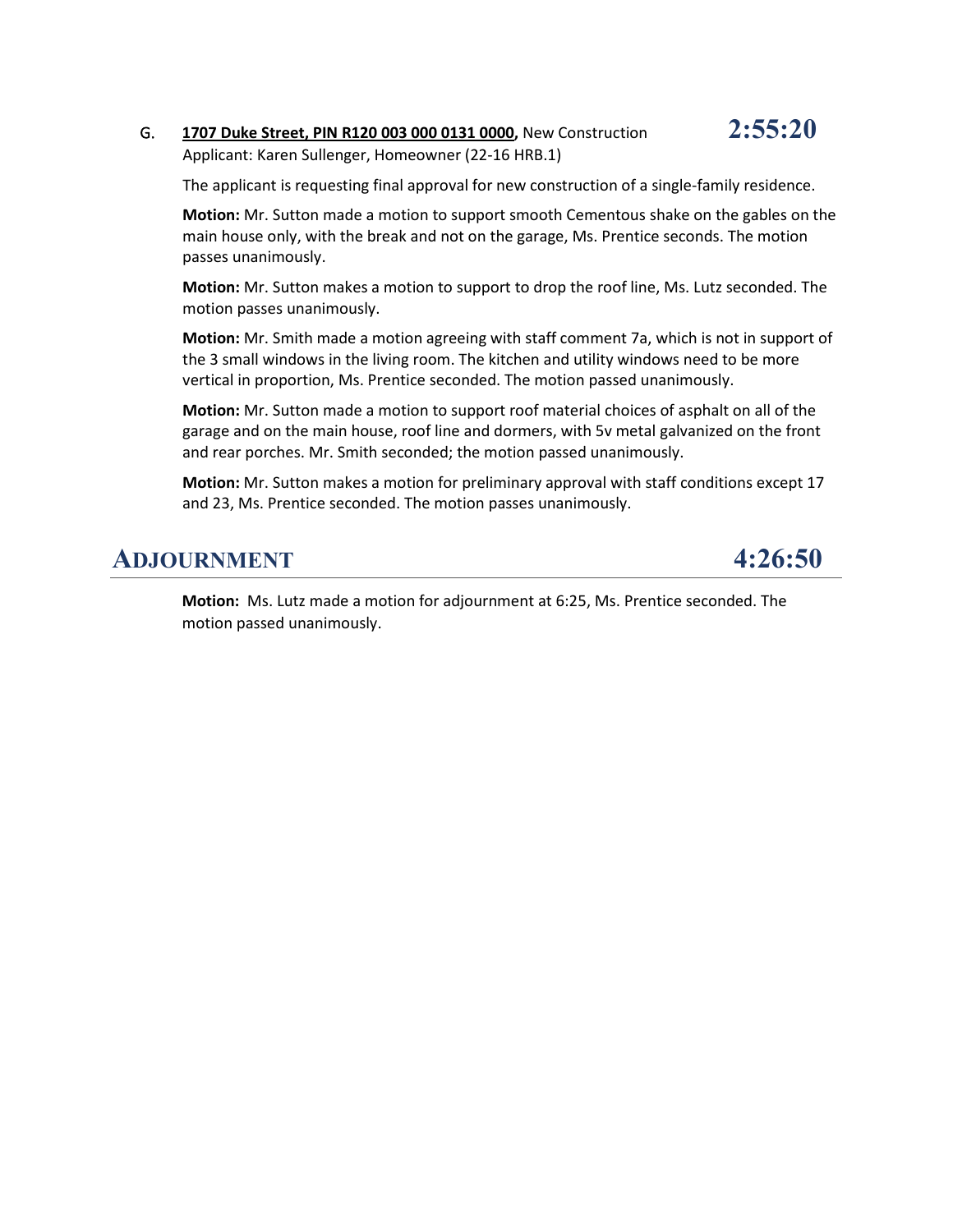G. **1707 Duke Street, PIN R120 003 000 0131 0000,** New Construction **2:55:20**
Applicant: Karen Sullenger, Homeowner (22-16 HRB.1)

The applicant is requesting final approval for new construction of a single-family residence.

**Motion:** Mr. Sutton made a motion to support smooth Cementous shake on the gables on the main house only, with the break and not on the garage, Ms. Prentice seconds. The motion passes unanimously.

**Motion:** Mr. Sutton makes a motion to support to drop the roof line, Ms. Lutz seconded. The motion passes unanimously.

**Motion:** Mr. Smith made a motion agreeing with staff comment 7a, which is not in support of the 3 small windows in the living room. The kitchen and utility windows need to be more vertical in proportion, Ms. Prentice seconded. The motion passed unanimously.

**Motion:** Mr. Sutton made a motion to support roof material choices of asphalt on all of the garage and on the main house, roof line and dormers, with 5v metal galvanized on the front and rear porches. Mr. Smith seconded; the motion passed unanimously.

**Motion:** Mr. Sutton makes a motion for preliminary approval with staff conditions except 17 and 23, Ms. Prentice seconded. The motion passes unanimously.

## ADJOURNMENT **4:26:50**

**Motion:** Ms. Lutz made a motion for adjournment at 6:25, Ms. Prentice seconded. The motion passed unanimously.